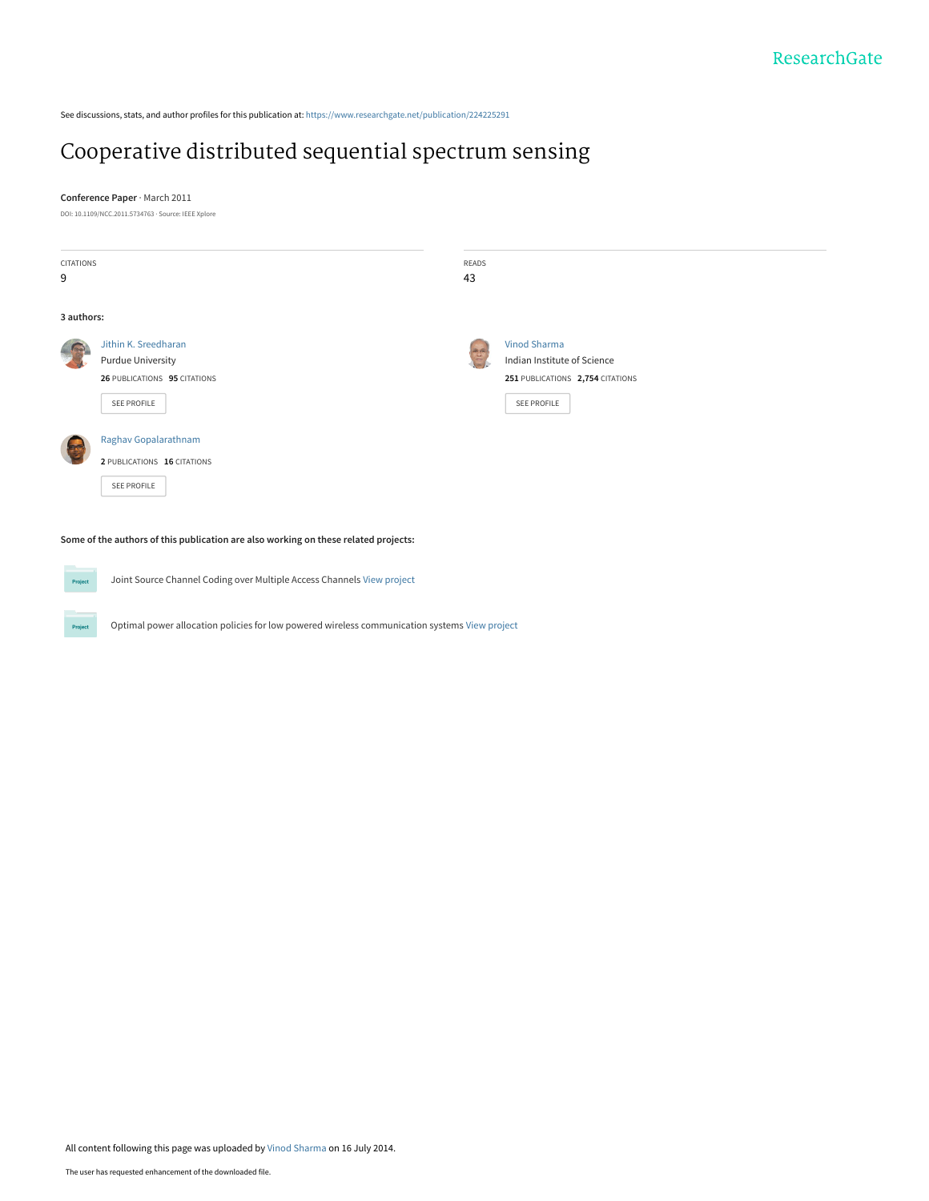ResearchGate

See discussions, stats, and author profiles for this publication at: https://www.researchgate.net/publication/224225291

# Cooperative distributed sequential spectrum sensing

**Conference Paper** · March 2011

DOI: 10.1109/NCC.2011.5734763 · Source: IEEE Xplore

CITATIONS
9

READS
43

**3 authors:**

**Jithin K. Sreedharan**
Purdue University
**26** PUBLICATIONS **95** CITATIONS
SEE PROFILE

**Vinod Sharma**
Indian Institute of Science
**251** PUBLICATIONS **2,754** CITATIONS
SEE PROFILE

**Raghav Gopalarathnam**
**2** PUBLICATIONS **16** CITATIONS
SEE PROFILE

**Some of the authors of this publication are also working on these related projects:**

Joint Source Channel Coding over Multiple Access Channels View project

Optimal power allocation policies for low powered wireless communication systems View project

All content following this page was uploaded by Vinod Sharma on 16 July 2014.

The user has requested enhancement of the downloaded file.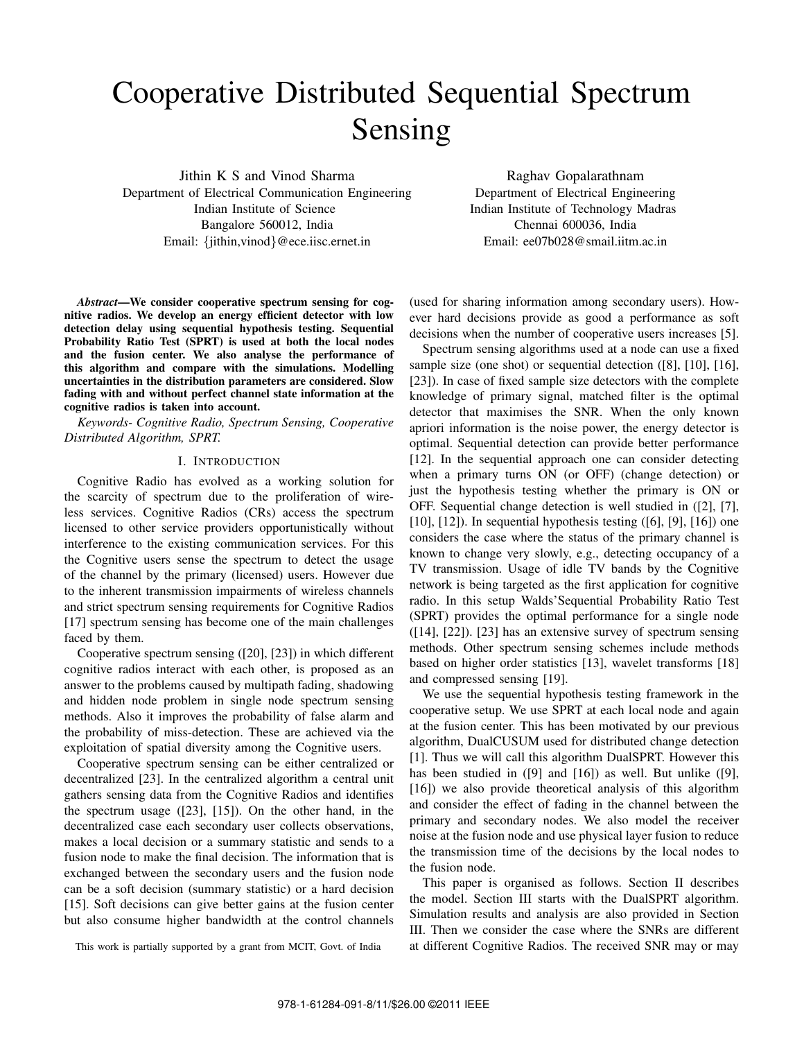# Cooperative Distributed Sequential Spectrum Sensing

Jithin K S and Vinod Sharma
Department of Electrical Communication Engineering
Indian Institute of Science
Bangalore 560012, India
Email: {jithin,vinod}@ece.iisc.ernet.in

Raghav Gopalarathnam
Department of Electrical Engineering
Indian Institute of Technology Madras
Chennai 600036, India
Email: ee07b028@smail.iitm.ac.in

***Abstract*—We consider cooperative spectrum sensing for cognitive radios. We develop an energy efficient detector with low detection delay using sequential hypothesis testing. Sequential Probability Ratio Test (SPRT) is used at both the local nodes and the fusion center. We also analyse the performance of this algorithm and compare with the simulations. Modelling uncertainties in the distribution parameters are considered. Slow fading with and without perfect channel state information at the cognitive radios is taken into account.**

*Keywords- Cognitive Radio, Spectrum Sensing, Cooperative Distributed Algorithm, SPRT.*

## I. Introduction

Cognitive Radio has evolved as a working solution for the scarcity of spectrum due to the proliferation of wireless services. Cognitive Radios (CRs) access the spectrum licensed to other service providers opportunistically without interference to the existing communication services. For this the Cognitive users sense the spectrum to detect the usage of the channel by the primary (licensed) users. However due to the inherent transmission impairments of wireless channels and strict spectrum sensing requirements for Cognitive Radios [17] spectrum sensing has become one of the main challenges faced by them.

Cooperative spectrum sensing ([20], [23]) in which different cognitive radios interact with each other, is proposed as an answer to the problems caused by multipath fading, shadowing and hidden node problem in single node spectrum sensing methods. Also it improves the probability of false alarm and the probability of miss-detection. These are achieved via the exploitation of spatial diversity among the Cognitive users.

Cooperative spectrum sensing can be either centralized or decentralized [23]. In the centralized algorithm a central unit gathers sensing data from the Cognitive Radios and identifies the spectrum usage ([23], [15]). On the other hand, in the decentralized case each secondary user collects observations, makes a local decision or a summary statistic and sends to a fusion node to make the final decision. The information that is exchanged between the secondary users and the fusion node can be a soft decision (summary statistic) or a hard decision [15]. Soft decisions can give better gains at the fusion center but also consume higher bandwidth at the control channels (used for sharing information among secondary users). However hard decisions provide as good a performance as soft decisions when the number of cooperative users increases [5].

Spectrum sensing algorithms used at a node can use a fixed sample size (one shot) or sequential detection ([8], [10], [16], [23]). In case of fixed sample size detectors with the complete knowledge of primary signal, matched filter is the optimal detector that maximises the SNR. When the only known apriori information is the noise power, the energy detector is optimal. Sequential detection can provide better performance [12]. In the sequential approach one can consider detecting when a primary turns ON (or OFF) (change detection) or just the hypothesis testing whether the primary is ON or OFF. Sequential change detection is well studied in ([2], [7], [10], [12]). In sequential hypothesis testing ([6], [9], [16]) one considers the case where the status of the primary channel is known to change very slowly, e.g., detecting occupancy of a TV transmission. Usage of idle TV bands by the Cognitive network is being targeted as the first application for cognitive radio. In this setup Walds'Sequential Probability Ratio Test (SPRT) provides the optimal performance for a single node ([14], [22]). [23] has an extensive survey of spectrum sensing methods. Other spectrum sensing schemes include methods based on higher order statistics [13], wavelet transforms [18] and compressed sensing [19].

We use the sequential hypothesis testing framework in the cooperative setup. We use SPRT at each local node and again at the fusion center. This has been motivated by our previous algorithm, DualCUSUM used for distributed change detection [1]. Thus we will call this algorithm DualSPRT. However this has been studied in ([9] and [16]) as well. But unlike ([9], [16]) we also provide theoretical analysis of this algorithm and consider the effect of fading in the channel between the primary and secondary nodes. We also model the receiver noise at the fusion node and use physical layer fusion to reduce the transmission time of the decisions by the local nodes to the fusion node.

This paper is organised as follows. Section II describes the model. Section III starts with the DualSPRT algorithm. Simulation results and analysis are also provided in Section III. Then we consider the case where the SNRs are different at different Cognitive Radios. The received SNR may or may

This work is partially supported by a grant from MCIT, Govt. of India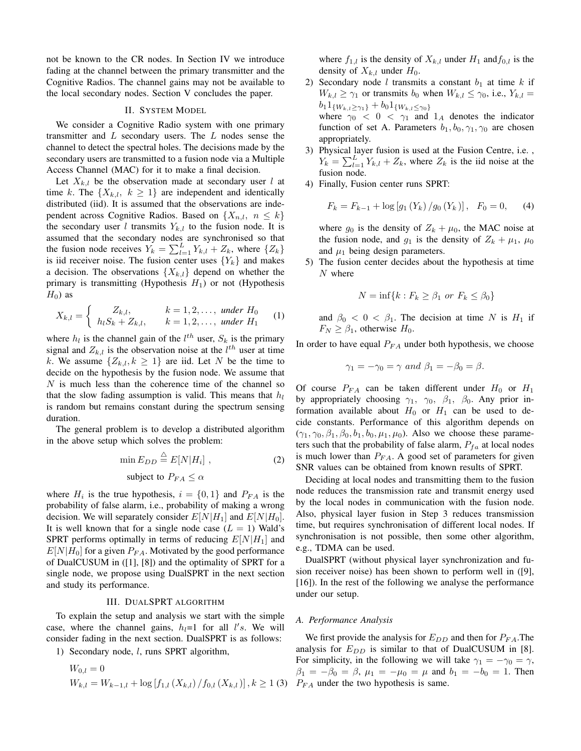not be known to the CR nodes. In Section IV we introduce fading at the channel between the primary transmitter and the Cognitive Radios. The channel gains may not be available to the local secondary nodes. Section V concludes the paper.

## II. System Model

We consider a Cognitive Radio system with one primary transmitter and $L$ secondary users. The $L$ nodes sense the channel to detect the spectral holes. The decisions made by the secondary users are transmitted to a fusion node via a Multiple Access Channel (MAC) for it to make a final decision.

Let $X_{k,l}$ be the observation made at secondary user $l$ at time $k$. The $\{X_{k,l},\ k \geq 1\}$ are independent and identically distributed (iid). It is assumed that the observations are independent across Cognitive Radios. Based on $\{X_{n,l},\ n \leq k\}$ the secondary user $l$ transmits $Y_{k,l}$ to the fusion node. It is assumed that the secondary nodes are synchronised so that the fusion node receives $Y_k = \sum_{l=1}^{L} Y_{k,l} + Z_k$, where $\{Z_k\}$ is iid receiver noise. The fusion center uses $\{Y_k\}$ and makes a decision. The observations $\{X_{k,l}\}$ depend on whether the primary is transmitting (Hypothesis $H_1$) or not (Hypothesis $H_0$) as

$$X_{k,l} = \begin{cases} Z_{k,l}, & k = 1, 2, \ldots, \ \textit{under } H_0 \\ h_l S_k + Z_{k,l}, & k = 1, 2, \ldots, \ \textit{under } H_1 \end{cases} \quad (1)$$

where $h_l$ is the channel gain of the $l^{th}$ user, $S_k$ is the primary signal and $Z_{k,l}$ is the observation noise at the $l^{th}$ user at time $k$. We assume $\{Z_{k,l}, k \geq 1\}$ are iid. Let $N$ be the time to decide on the hypothesis by the fusion node. We assume that $N$ is much less than the coherence time of the channel so that the slow fading assumption is valid. This means that $h_l$ is random but remains constant during the spectrum sensing duration.

The general problem is to develop a distributed algorithm in the above setup which solves the problem:

$$\min E_{DD} \stackrel{\triangle}{=} E[N|H_i] \ , \quad (2)$$
$$\text{subject to } P_{FA} \leq \alpha$$

where $H_i$ is the true hypothesis, $i = \{0, 1\}$ and $P_{FA}$ is the probability of false alarm, i.e., probability of making a wrong decision. We will separately consider $E[N|H_1]$ and $E[N|H_0]$. It is well known that for a single node case ($L = 1$) Wald's SPRT performs optimally in terms of reducing $E[N|H_1]$ and $E[N|H_0]$ for a given $P_{FA}$. Motivated by the good performance of DualCUSUM in ([1], [8]) and the optimality of SPRT for a single node, we propose using DualSPRT in the next section and study its performance.

## III. DualSPRT algorithm

To explain the setup and analysis we start with the simple case, where the channel gains, $h_l$=1 for all $l's$. We will consider fading in the next section. DualSPRT is as follows:

1) Secondary node, $l$, runs SPRT algorithm,

$$W_{0,l} = 0$$
$$W_{k,l} = W_{k-1,l} + \log\left[f_{1,l}\left(X_{k,l}\right)/f_{0,l}\left(X_{k,l}\right)\right], k \geq 1 \quad (3)$$

where $f_{1,l}$ is the density of $X_{k,l}$ under $H_1$ and $f_{0,l}$ is the density of $X_{k,l}$ under $H_0$.

2) Secondary node $l$ transmits a constant $b_1$ at time $k$ if $W_{k,l} \geq \gamma_1$ or transmits $b_0$ when $W_{k,l} \leq \gamma_0$, i.e., $Y_{k,l} = b_1 1_{\{W_{k,l} \geq \gamma_1\}} + b_0 1_{\{W_{k,l} \leq \gamma_0\}}$ where $\gamma_0 < 0 < \gamma_1$ and $1_A$ denotes the indicator function of set A. Parameters $b_1, b_0, \gamma_1, \gamma_0$ are chosen appropriately.

3) Physical layer fusion is used at the Fusion Centre, i.e. , $Y_k = \sum_{l=1}^{L} Y_{k,l} + Z_k$, where $Z_k$ is the iid noise at the fusion node.

4) Finally, Fusion center runs SPRT:

$$F_k = F_{k-1} + \log\left[g_1\left(Y_k\right)/g_0\left(Y_k\right)\right], \quad F_0 = 0, \quad (4)$$

where $g_0$ is the density of $Z_k + \mu_0$, the MAC noise at the fusion node, and $g_1$ is the density of $Z_k + \mu_1$, $\mu_0$ and $\mu_1$ being design parameters.

5) The fusion center decides about the hypothesis at time $N$ where

$$N = \inf\{k : F_k \geq \beta_1 \ or \ F_k \leq \beta_0\}$$

and $\beta_0 < 0 < \beta_1$. The decision at time $N$ is $H_1$ if $F_N \geq \beta_1$, otherwise $H_0$.

In order to have equal $P_{FA}$ under both hypothesis, we choose

$$\gamma_1 = -\gamma_0 = \gamma \ and \ \beta_1 = -\beta_0 = \beta.$$

Of course $P_{FA}$ can be taken different under $H_0$ or $H_1$ by appropriately choosing $\gamma_1,\ \gamma_0,\ \beta_1,\ \beta_0$. Any prior information available about $H_0$ or $H_1$ can be used to decide constants. Performance of this algorithm depends on $(\gamma_1, \gamma_0, \beta_1, \beta_0, b_1, b_0, \mu_1, \mu_0)$. Also we choose these parameters such that the probability of false alarm, $P_{fa}$ at local nodes is much lower than $P_{FA}$. A good set of parameters for given SNR values can be obtained from known results of SPRT.

Deciding at local nodes and transmitting them to the fusion node reduces the transmission rate and transmit energy used by the local nodes in communication with the fusion node. Also, physical layer fusion in Step 3 reduces transmission time, but requires synchronisation of different local nodes. If synchronisation is not possible, then some other algorithm, e.g., TDMA can be used.

DualSPRT (without physical layer synchronization and fusion receiver noise) has been shown to perform well in ([9], [16]). In the rest of the following we analyse the performance under our setup.

### A. Performance Analysis

We first provide the analysis for $E_{DD}$ and then for $P_{FA}$.The analysis for $E_{DD}$ is similar to that of DualCUSUM in [8]. For simplicity, in the following we will take $\gamma_1 = -\gamma_0 = \gamma$, $\beta_1 = -\beta_0 = \beta$, $\mu_1 = -\mu_0 = \mu$ and $b_1 = -b_0 = 1$. Then $P_{FA}$ under the two hypothesis is same.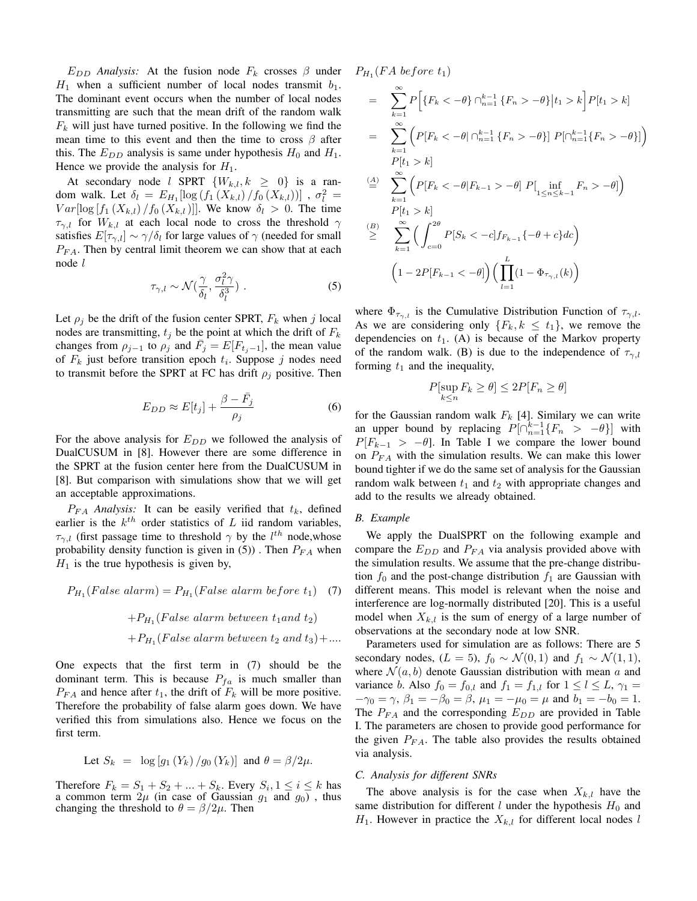*$E_{DD}$ Analysis:* At the fusion node $F_k$ crosses $\beta$ under $H_1$ when a sufficient number of local nodes transmit $b_1$. The dominant event occurs when the number of local nodes transmitting are such that the mean drift of the random walk $F_k$ will just have turned positive. In the following we find the mean time to this event and then the time to cross $\beta$ after this. The $E_{DD}$ analysis is same under hypothesis $H_0$ and $H_1$. Hence we provide the analysis for $H_1$.

At secondary node $l$ SPRT $\{W_{k,l}, k \geq 0\}$ is a random walk. Let $\delta_l = E_{H_1}[\log(f_1(X_{k,l})/f_0(X_{k,l}))]$ , $\sigma_l^2 = Var[\log[f_1(X_{k,l})/f_0(X_{k,l})]]$. We know $\delta_l > 0$. The time $\tau_{\gamma,l}$ for $W_{k,l}$ at each local node to cross the threshold $\gamma$ satisfies $E[\tau_{\gamma,l}] \sim \gamma/\delta_l$ for large values of $\gamma$ (needed for small $P_{FA}$. Then by central limit theorem we can show that at each node $l$

$$\tau_{\gamma,l} \sim \mathcal{N}(\frac{\gamma}{\delta_l}, \frac{\sigma_l^2 \gamma}{\delta_l^3}) \; . \tag{5}$$

Let $\rho_j$ be the drift of the fusion center SPRT, $F_k$ when $j$ local nodes are transmitting, $t_j$ be the point at which the drift of $F_k$ changes from $\rho_{j-1}$ to $\rho_j$ and $\bar{F}_j = E[F_{t_j - 1}]$, the mean value of $F_k$ just before transition epoch $t_i$. Suppose $j$ nodes need to transmit before the SPRT at FC has drift $\rho_j$ positive. Then

$$E_{DD} \approx E[t_j] + \frac{\beta - \bar{F}_j}{\rho_j} \tag{6}$$

For the above analysis for $E_{DD}$ we followed the analysis of DualCUSUM in [8]. However there are some difference in the SPRT at the fusion center here from the DualCUSUM in [8]. But comparison with simulations show that we will get an acceptable approximations.

*$P_{FA}$ Analysis:* It can be easily verified that $t_k$, defined earlier is the $k^{th}$ order statistics of $L$ iid random variables, $\tau_{\gamma,l}$ (first passage time to threshold $\gamma$ by the $l^{th}$ node,whose probability density function is given in (5)) . Then $P_{FA}$ when $H_1$ is the true hypothesis is given by,

$$\begin{aligned}
P_{H_1}(False\ alarm) &= P_{H_1}(False\ alarm\ before\ t_1) \quad (7)\\
&+ P_{H_1}(False\ alarm\ between\ t_1 and\ t_2)\\
&+ P_{H_1}(False\ alarm\ between\ t_2\ and\ t_3) + ....
\end{aligned}$$

One expects that the first term in (7) should be the dominant term. This is because $P_{fa}$ is much smaller than $P_{FA}$ and hence after $t_1$, the drift of $F_k$ will be more positive. Therefore the probability of false alarm goes down. We have verified this from simulations also. Hence we focus on the first term.

$$\text{Let } S_k = \log\left[g_1(Y_k)/g_0(Y_k)\right] \text{ and } \theta = \beta/2\mu.$$

Therefore $F_k = S_1 + S_2 + ... + S_k$. Every $S_i, 1 \leq i \leq k$ has a common term $2\mu$ (in case of Gaussian $g_1$ and $g_0$) , thus changing the threshold to $\theta = \beta/2\mu$. Then

$$\begin{aligned}
&P_{H_1}(FA\ before\ t_1)\\
&= \sum_{k=1}^{\infty} P\Big[\{F_k < -\theta\} \cap_{n=1}^{k-1} \{F_n > -\theta\} \big| t_1 > k\Big] P[t_1 > k]\\
&= \sum_{k=1}^{\infty} \Big( P[F_k < -\theta | \cap_{n=1}^{k-1} \{F_n > -\theta\}]\ P[\cap_{n=1}^{k-1}\{F_n > -\theta\}] \Big)\\
&\quad P[t_1 > k]\\
&\overset{(A)}{=} \sum_{k=1}^{\infty} \Big( P[F_k < -\theta | F_{k-1} > -\theta]\ P[\inf_{1 \leq n \leq k-1} F_n > -\theta] \Big)\\
&\quad P[t_1 > k]\\
&\overset{(B)}{\geq} \sum_{k=1}^{\infty} \Big( \int_{c=0}^{2\theta} P[S_k < -c] f_{F_{k-1}}\{-\theta + c\} dc \Big)\\
&\quad \Big( 1 - 2P[F_{k-1} < -\theta] \Big) \Big( \prod_{l=1}^{L} (1 - \Phi_{\tau_{\gamma,l}}(k) \Big)
\end{aligned}$$

where $\Phi_{\tau_{\gamma,l}}$ is the Cumulative Distribution Function of $\tau_{\gamma,l}$. As we are considering only $\{F_k, k \leq t_1\}$, we remove the dependencies on $t_1$. (A) is because of the Markov property of the random walk. (B) is due to the independence of $\tau_{\gamma,l}$ forming $t_1$ and the inequality,

$$P[\sup_{k \leq n} F_k \geq \theta] \leq 2P[F_n \geq \theta]$$

for the Gaussian random walk $F_k$ [4]. Similary we can write an upper bound by replacing $P[\cap_{n=1}^{k-1}\{F_n > -\theta\}]$ with $P[F_{k-1} > -\theta]$. In Table I we compare the lower bound on $P_{FA}$ with the simulation results. We can make this lower bound tighter if we do the same set of analysis for the Gaussian random walk between $t_1$ and $t_2$ with appropriate changes and add to the results we already obtained.

### B. Example

We apply the DualSPRT on the following example and compare the $E_{DD}$ and $P_{FA}$ via analysis provided above with the simulation results. We assume that the pre-change distribution $f_0$ and the post-change distribution $f_1$ are Gaussian with different means. This model is relevant when the noise and interference are log-normally distributed [20]. This is a useful model when $X_{k,l}$ is the sum of energy of a large number of observations at the secondary node at low SNR.

Parameters used for simulation are as follows: There are 5 secondary nodes, ($L = 5$), $f_0 \sim \mathcal{N}(0,1)$ and $f_1 \sim \mathcal{N}(1,1)$, where $\mathcal{N}(a,b)$ denote Gaussian distribution with mean $a$ and variance $b$. Also $f_0 = f_{0,l}$ and $f_1 = f_{1,l}$ for $1 \leq l \leq L$, $\gamma_1 = -\gamma_0 = \gamma$, $\beta_1 = -\beta_0 = \beta$, $\mu_1 = -\mu_0 = \mu$ and $b_1 = -b_0 = 1$. The $P_{FA}$ and the corresponding $E_{DD}$ are provided in Table I. The parameters are chosen to provide good performance for the given $P_{FA}$. The table also provides the results obtained via analysis.

### C. Analysis for different SNRs

The above analysis is for the case when $X_{k,l}$ have the same distribution for different $l$ under the hypothesis $H_0$ and $H_1$. However in practice the $X_{k,l}$ for different local nodes $l$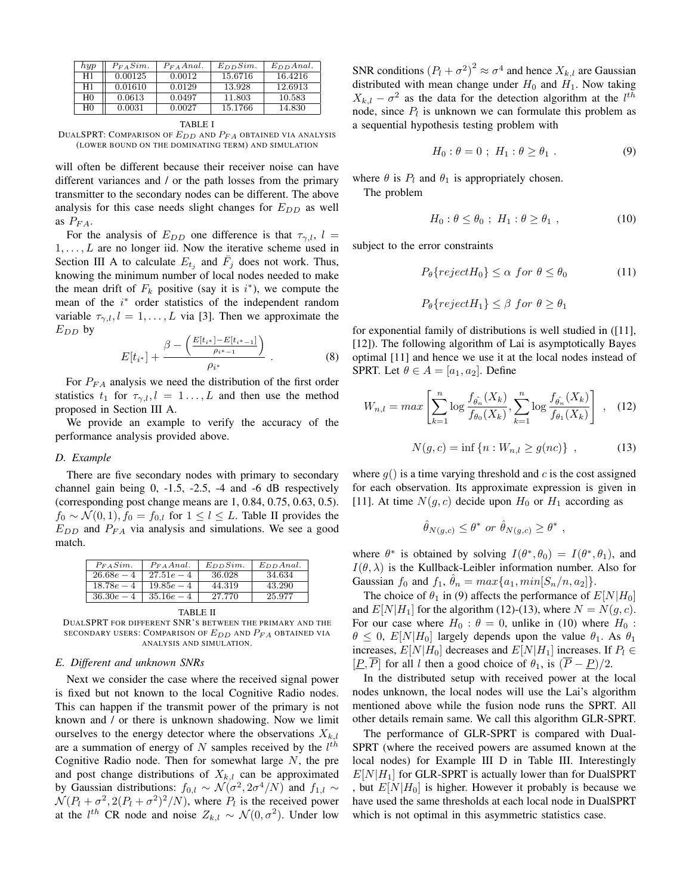| $hyp$ | $P_{FA} Sim.$ | $P_{FA} Anal.$ | $E_{DD} Sim.$ | $E_{DD} Anal.$ |
|---|---|---|---|---|
| H1 | 0.00125 | 0.0012 | 15.6716 | 16.4216 |
| H1 | 0.01610 | 0.0129 | 13.928 | 12.6913 |
| H0 | 0.0613 | 0.0497 | 11.803 | 10.583 |
| H0 | 0.0031 | 0.0027 | 15.1766 | 14.830 |

TABLE I
DUALSPRT: COMPARISON OF $E_{DD}$ AND $P_{FA}$ OBTAINED VIA ANALYSIS (LOWER BOUND ON THE DOMINATING TERM) AND SIMULATION

will often be different because their receiver noise can have different variances and / or the path losses from the primary transmitter to the secondary nodes can be different. The above analysis for this case needs slight changes for $E_{DD}$ as well as $P_{FA}$.

For the analysis of $E_{DD}$ one difference is that $\tau_{\gamma,l}$, $l = 1, \ldots, L$ are no longer iid. Now the iterative scheme used in Section III A to calculate $E_{t_j}$ and $\bar{F}_j$ does not work. Thus, knowing the minimum number of local nodes needed to make the mean drift of $F_k$ positive (say it is $i^*$), we compute the mean of the $i^*$ order statistics of the independent random variable $\tau_{\gamma,l}, l = 1, \ldots, L$ via [3]. Then we approximate the $E_{DD}$ by

$$E[t_{i^*}] + \frac{\beta - \left(\frac{E[t_{i^*}] - E[t_{i^*-1}]}{\rho_{i^*-1}}\right)}{\rho_{i^*}} . \tag{8}$$

For $P_{FA}$ analysis we need the distribution of the first order statistics $t_1$ for $\tau_{\gamma,l}, l = 1 \ldots, L$ and then use the method proposed in Section III A.

We provide an example to verify the accuracy of the performance analysis provided above.

### D. Example

There are five secondary nodes with primary to secondary channel gain being 0, -1.5, -2.5, -4 and -6 dB respectively (corresponding post change means are 1, 0.84, 0.75, 0.63, 0.5). $f_0 \sim \mathcal{N}(0, 1)$, $f_0 = f_{0,l}$ for $1 \leq l \leq L$. Table II provides the $E_{DD}$ and $P_{FA}$ via analysis and simulations. We see a good match.

| $P_{FA} Sim.$ | $P_{FA} Anal.$ | $E_{DD} Sim.$ | $E_{DD} Anal.$ |
|---|---|---|---|
| $26.68e-4$ | $27.51e-4$ | 36.028 | 34.634 |
| $18.78e-4$ | $19.85e-4$ | 44.319 | 43.290 |
| $36.30e-4$ | $35.16e-4$ | 27.770 | 25.977 |

TABLE II
DUALSPRT FOR DIFFERENT SNR'S BETWEEN THE PRIMARY AND THE SECONDARY USERS: COMPARISON OF $E_{DD}$ AND $P_{FA}$ OBTAINED VIA ANALYSIS AND SIMULATION.

### E. Different and unknown SNRs

Next we consider the case where the received signal power is fixed but not known to the local Cognitive Radio nodes. This can happen if the transmit power of the primary is not known and / or there is unknown shadowing. Now we limit ourselves to the energy detector where the observations $X_{k,l}$ are a summation of energy of $N$ samples received by the $l^{th}$ Cognitive Radio node. Then for somewhat large $N$, the pre and post change distributions of $X_{k,l}$ can be approximated by Gaussian distributions: $f_{0,l} \sim \mathcal{N}(\sigma^2, 2\sigma^4/N)$ and $f_{1,l} \sim \mathcal{N}(P_l + \sigma^2, 2(P_l + \sigma^2)^2/N)$, where $P_l$ is the received power at the $l^{th}$ CR node and noise $Z_{k,l} \sim \mathcal{N}(0, \sigma^2)$. Under low SNR conditions $(P_l + \sigma^2)^2 \approx \sigma^4$ and hence $X_{k,l}$ are Gaussian distributed with mean change under $H_0$ and $H_1$. Now taking $X_{k,l} - \sigma^2$ as the data for the detection algorithm at the $l^{th}$ node, since $P_l$ is unknown we can formulate this problem as a sequential hypothesis testing problem with

$$H_0 : \theta = 0 \ ; \ H_1 : \theta \geq \theta_1 \ . \tag{9}$$

where $\theta$ is $P_l$ and $\theta_1$ is appropriately chosen.

The problem

$$H_0 : \theta \leq \theta_0 \ ; \ H_1 : \theta \geq \theta_1 \ , \tag{10}$$

subject to the error constraints

$$P_\theta\{rejectH_0\} \leq \alpha \ for \ \theta \leq \theta_0 \tag{11}$$

$$P_\theta\{rejectH_1\} \leq \beta \ for \ \theta \geq \theta_1$$

for exponential family of distributions is well studied in ([11], [12]). The following algorithm of Lai is asymptotically Bayes optimal [11] and hence we use it at the local nodes instead of SPRT. Let $\theta \in A = [a_1, a_2]$. Define

$$W_{n,l} = max\left[\sum_{k=1}^{n} \log \frac{f_{\hat{\theta_n}}(X_k)}{f_{\theta_0}(X_k)}, \sum_{k=1}^{n} \log \frac{f_{\hat{\theta_n}}(X_k)}{f_{\theta_1}(X_k)}\right] \ , \tag{12}$$

$$N(g, c) = \inf\{n : W_{n,l} \geq g(nc)\} \ , \tag{13}$$

where $g()$ is a time varying threshold and $c$ is the cost assigned for each observation. Its approximate expression is given in [11]. At time $N(g, c)$ decide upon $H_0$ or $H_1$ according as

$$\hat{\theta}_{N(g,c)} \leq \theta^* \ or \ \hat{\theta}_{N(g,c)} \geq \theta^* \ ,$$

where $\theta^*$ is obtained by solving $I(\theta^*, \theta_0) = I(\theta^*, \theta_1)$, and $I(\theta, \lambda)$ is the Kullback-Leibler information number. Also for Gaussian $f_0$ and $f_1$, $\hat{\theta}_n = max\{a_1, min[S_n/n, a_2]\}$.

The choice of $\theta_1$ in (9) affects the performance of $E[N|H_0]$ and $E[N|H_1]$ for the algorithm (12)-(13), where $N = N(g, c)$. For our case where $H_0 : \theta = 0$, unlike in (10) where $H_0 : \theta \leq 0$, $E[N|H_0]$ largely depends upon the value $\theta_1$. As $\theta_1$ increases, $E[N|H_0]$ decreases and $E[N|H_1]$ increases. If $P_l \in [\underline{P}, \overline{P}]$ for all $l$ then a good choice of $\theta_1$, is $(\overline{P} - \underline{P})/2$.

In the distributed setup with received power at the local nodes unknown, the local nodes will use the Lai's algorithm mentioned above while the fusion node runs the SPRT. All other details remain same. We call this algorithm GLR-SPRT.

The performance of GLR-SPRT is compared with Dual-SPRT (where the received powers are assumed known at the local nodes) for Example III D in Table III. Interestingly $E[N|H_1]$ for GLR-SPRT is actually lower than for DualSPRT , but $E[N|H_0]$ is higher. However it probably is because we have used the same thresholds at each local node in DualSPRT which is not optimal in this asymmetric statistics case.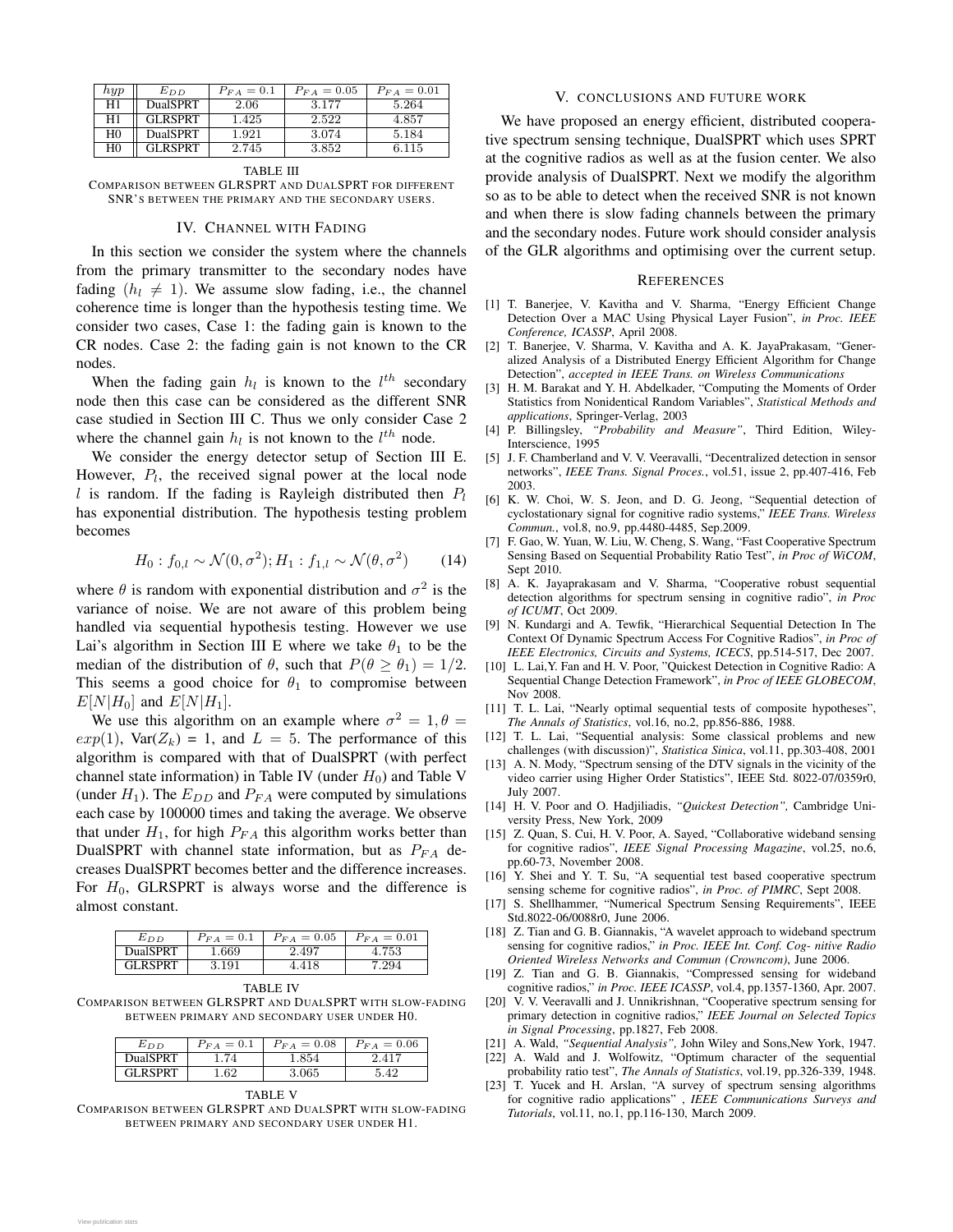| $hyp$ | $E_{DD}$ | $P_{FA}=0.1$ | $P_{FA}=0.05$ | $P_{FA}=0.01$ |
|---|---|---|---|---|
| H1 | DualSPRT | 2.06 | 3.177 | 5.264 |
| H1 | GLRSPRT | 1.425 | 2.522 | 4.857 |
| H0 | DualSPRT | 1.921 | 3.074 | 5.184 |
| H0 | GLRSPRT | 2.745 | 3.852 | 6.115 |

TABLE III
COMPARISON BETWEEN GLRSPRT AND DUALSPRT FOR DIFFERENT SNR'S BETWEEN THE PRIMARY AND THE SECONDARY USERS.

## IV. Channel with Fading

In this section we consider the system where the channels from the primary transmitter to the secondary nodes have fading ($h_l \neq 1$). We assume slow fading, i.e., the channel coherence time is longer than the hypothesis testing time. We consider two cases, Case 1: the fading gain is known to the CR nodes. Case 2: the fading gain is not known to the CR nodes.

When the fading gain $h_l$ is known to the $l^{th}$ secondary node then this case can be considered as the different SNR case studied in Section III C. Thus we only consider Case 2 where the channel gain $h_l$ is not known to the $l^{th}$ node.

We consider the energy detector setup of Section III E. However, $P_l$, the received signal power at the local node $l$ is random. If the fading is Rayleigh distributed then $P_l$ has exponential distribution. The hypothesis testing problem becomes

$$H_0 : f_{0,l} \sim \mathcal{N}(0, \sigma^2); H_1 : f_{1,l} \sim \mathcal{N}(\theta, \sigma^2) \qquad (14)$$

where $\theta$ is random with exponential distribution and $\sigma^2$ is the variance of noise. We are not aware of this problem being handled via sequential hypothesis testing. However we use Lai's algorithm in Section III E where we take $\theta_1$ to be the median of the distribution of $\theta$, such that $P(\theta \geq \theta_1) = 1/2$. This seems a good choice for $\theta_1$ to compromise between $E[N|H_0]$ and $E[N|H_1]$.

We use this algorithm on an example where $\sigma^2 = 1, \theta = exp(1)$, Var$(Z_k)$ = 1, and $L = 5$. The performance of this algorithm is compared with that of DualSPRT (with perfect channel state information) in Table IV (under $H_0$) and Table V (under $H_1$). The $E_{DD}$ and $P_{FA}$ were computed by simulations each case by 100000 times and taking the average. We observe that under $H_1$, for high $P_{FA}$ this algorithm works better than DualSPRT with channel state information, but as $P_{FA}$ decreases DualSPRT becomes better and the difference increases. For $H_0$, GLRSPRT is always worse and the difference is almost constant.

| $E_{DD}$ | $P_{FA}=0.1$ | $P_{FA}=0.05$ | $P_{FA}=0.01$ |
|---|---|---|---|
| DualSPRT | 1.669 | 2.497 | 4.753 |
| GLRSPRT | 3.191 | 4.418 | 7.294 |

TABLE IV
COMPARISON BETWEEN GLRSPRT AND DUALSPRT WITH SLOW-FADING BETWEEN PRIMARY AND SECONDARY USER UNDER H0.

| $E_{DD}$ | $P_{FA}=0.1$ | $P_{FA}=0.08$ | $P_{FA}=0.06$ |
|---|---|---|---|
| DualSPRT | 1.74 | 1.854 | 2.417 |
| GLRSPRT | 1.62 | 3.065 | 5.42 |

TABLE V
COMPARISON BETWEEN GLRSPRT AND DUALSPRT WITH SLOW-FADING BETWEEN PRIMARY AND SECONDARY USER UNDER H1.

## V. Conclusions and Future Work

We have proposed an energy efficient, distributed cooperative spectrum sensing technique, DualSPRT which uses SPRT at the cognitive radios as well as at the fusion center. We also provide analysis of DualSPRT. Next we modify the algorithm so as to be able to detect when the received SNR is not known and when there is slow fading channels between the primary and the secondary nodes. Future work should consider analysis of the GLR algorithms and optimising over the current setup.

## References

[1] T. Banerjee, V. Kavitha and V. Sharma, "Energy Efficient Change Detection Over a MAC Using Physical Layer Fusion", *in Proc. IEEE Conference, ICASSP*, April 2008.

[2] T. Banerjee, V. Sharma, V. Kavitha and A. K. JayaPrakasam, "Generalized Analysis of a Distributed Energy Efficient Algorithm for Change Detection", *accepted in IEEE Trans. on Wireless Communications*

[3] H. M. Barakat and Y. H. Abdelkader, "Computing the Moments of Order Statistics from Nonidentical Random Variables", *Statistical Methods and applications*, Springer-Verlag, 2003

[4] P. Billingsley, *"Probability and Measure"*, Third Edition, Wiley-Interscience, 1995

[5] J. F. Chamberland and V. V. Veeravalli, "Decentralized detection in sensor networks", *IEEE Trans. Signal Proces.*, vol.51, issue 2, pp.407-416, Feb 2003.

[6] K. W. Choi, W. S. Jeon, and D. G. Jeong, "Sequential detection of cyclostationary signal for cognitive radio systems," *IEEE Trans. Wireless Commun.*, vol.8, no.9, pp.4480-4485, Sep.2009.

[7] F. Gao, W. Yuan, W. Liu, W. Cheng, S. Wang, "Fast Cooperative Spectrum Sensing Based on Sequential Probability Ratio Test", *in Proc of WiCOM*, Sept 2010.

[8] A. K. Jayaprakasam and V. Sharma, "Cooperative robust sequential detection algorithms for spectrum sensing in cognitive radio", *in Proc of ICUMT*, Oct 2009.

[9] N. Kundargi and A. Tewfik, "Hierarchical Sequential Detection In The Context Of Dynamic Spectrum Access For Cognitive Radios", *in Proc of IEEE Electronics, Circuits and Systems, ICECS*, pp.514-517, Dec 2007.

[10] L. Lai,Y. Fan and H. V. Poor, "Quickest Detection in Cognitive Radio: A Sequential Change Detection Framework", *in Proc of IEEE GLOBECOM*, Nov 2008.

[11] T. L. Lai, "Nearly optimal sequential tests of composite hypotheses", *The Annals of Statistics*, vol.16, no.2, pp.856-886, 1988.

[12] T. L. Lai, "Sequential analysis: Some classical problems and new challenges (with discussion)", *Statistica Sinica*, vol.11, pp.303-408, 2001

[13] A. N. Mody, "Spectrum sensing of the DTV signals in the vicinity of the video carrier using Higher Order Statistics", IEEE Std. 8022-07/0359r0, July 2007.

[14] H. V. Poor and O. Hadjiliadis, *"Quickest Detection"*, Cambridge University Press, New York, 2009

[15] Z. Quan, S. Cui, H. V. Poor, A. Sayed, "Collaborative wideband sensing for cognitive radios", *IEEE Signal Processing Magazine*, vol.25, no.6, pp.60-73, November 2008.

[16] Y. Shei and Y. T. Su, "A sequential test based cooperative spectrum sensing scheme for cognitive radios", *in Proc. of PIMRC*, Sept 2008.

[17] S. Shellhammer, "Numerical Spectrum Sensing Requirements", IEEE Std.8022-06/0088r0, June 2006.

[18] Z. Tian and G. B. Giannakis, "A wavelet approach to wideband spectrum sensing for cognitive radios," *in Proc. IEEE Int. Conf. Cog- nitive Radio Oriented Wireless Networks and Commun (Crowncom)*, June 2006.

[19] Z. Tian and G. B. Giannakis, "Compressed sensing for wideband cognitive radios," *in Proc. IEEE ICASSP*, vol.4, pp.1357-1360, Apr. 2007.

[20] V. V. Veeravalli and J. Unnikrishnan, "Cooperative spectrum sensing for primary detection in cognitive radios," *IEEE Journal on Selected Topics in Signal Processing*, pp.1827, Feb 2008.

[21] A. Wald, *"Sequential Analysis"*, John Wiley and Sons,New York, 1947.

[22] A. Wald and J. Wolfowitz, "Optimum character of the sequential probability ratio test", *The Annals of Statistics*, vol.19, pp.326-339, 1948.

[23] T. Yucek and H. Arslan, "A survey of spectrum sensing algorithms for cognitive radio applications" , *IEEE Communications Surveys and Tutorials*, vol.11, no.1, pp.116-130, March 2009.